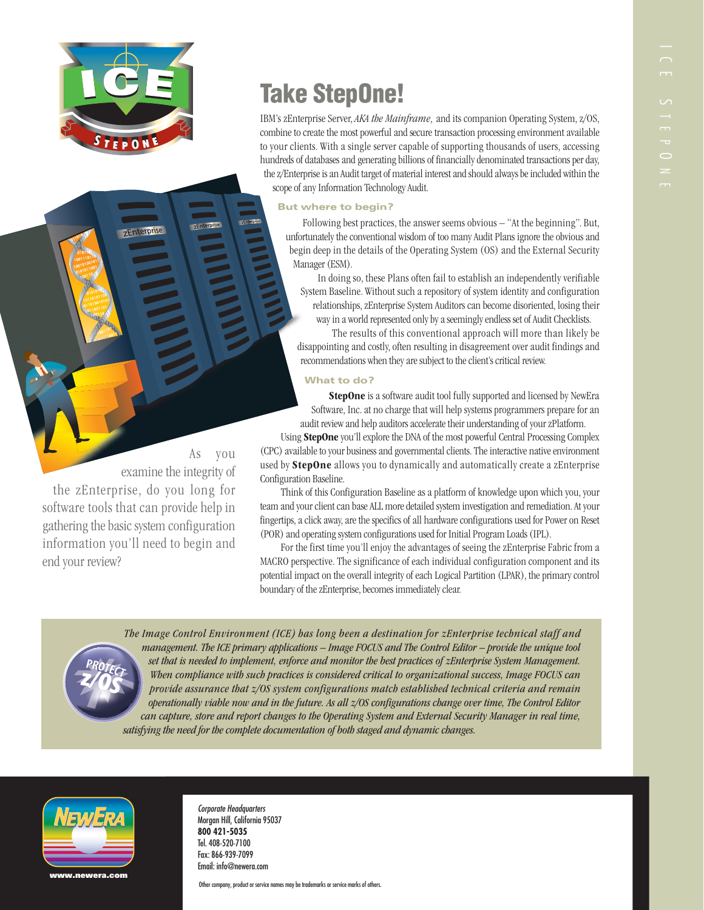# Take StepOne!

IBM's zEnterprise Server, *AKA the Mainframe,* and its companion Operating System, z/OS, combine to create the most powerful and secure transaction processing environment available to your clients. With a single server capable of supporting thousands of users, accessing hundreds of databases and generating billions of financially denominated transactions per day, the z/Enterprise is an Audit target of material interest and should always be included within the scope of any Information Technology Audit.

### But where to begin?

Following best practices, the answer seems obvious – "At the beginning". But, unfortunately the conventional wisdom of too many Audit Plans ignore the obvious and begin deep in the details of the Operating System (OS) and the External Security Manager (ESM).

In doing so, these Plans often fail to establish an independently verifiable System Baseline. Without such a repository of system identity and configuration relationships, zEnterprise System Auditors can become disoriented, losing their way in a world represented only by a seemingly endless set of Audit Checklists.

The results of this conventional approach will more than likely be disappointing and costly, often resulting in disagreement over audit findings and recommendations when they are subject to the client's critical review.

### What to do?

**StepOne** is a software audit tool fully supported and licensed by NewEra Software, Inc. at no charge that will help systems programmers prepare for an audit review and help auditors accelerate their understanding of your zPlatform.

Using **StepOne** you'll explore the DNA of the most powerful Central Processing Complex (CPC) available to your business and governmental clients. The interactive native environment used by **StepOne** allows you to dynamically and automatically create a zEnterprise Configuration Baseline.

Think of this Configuration Baseline as a platform of knowledge upon which you, your team and your client can base ALL more detailed system investigation and remediation. At your fingertips, a click away, are the specifics of all hardware configurations used for Power on Reset (POR) and operating system configurations used for Initial Program Loads (IPL).

For the first time you'll enjoy the advantages of seeing the zEnterprise Fabric from a MACRO perspective. The significance of each individual configuration component and its potential impact on the overall integrity of each Logical Partition (LPAR), the primary control boundary of the zEnterprise, becomes immediately clear.

As you examine the integrity of the zEnterprise, do you long for software tools that can provide help in gathering the basic system configuration information you'll need to begin and end your review?

*The Image Control Environment (ICE) has long been a destination for zEnterprise technical staff and management. The ICE primary applications – Image FOCUS and The Control Editor – provide the unique tool set that is needed to implement, enforce and monitor the best practices of zEnterprise System Management. When compliance with such practices is considered critical to organizational success, Image FOCUS can provide assurance that z/OS system configurations match established technical criteria and remain operationally viable now and in the future. As all z/OS configurations change over time, The Control Editor can capture, store and report changes to the Operating System and External Security Manager in real time, satisfying the need for the complete documentation of both staged and dynamic changes.*

www.newera.com

*Corporate Headquarters*
Morgan Hill, California 95037
**800 421-5035**
Tel. 408-520-7100
Fax: 866-939-7099
Email: info@newera.com

Other company, product or service names may be trademarks or service marks of others.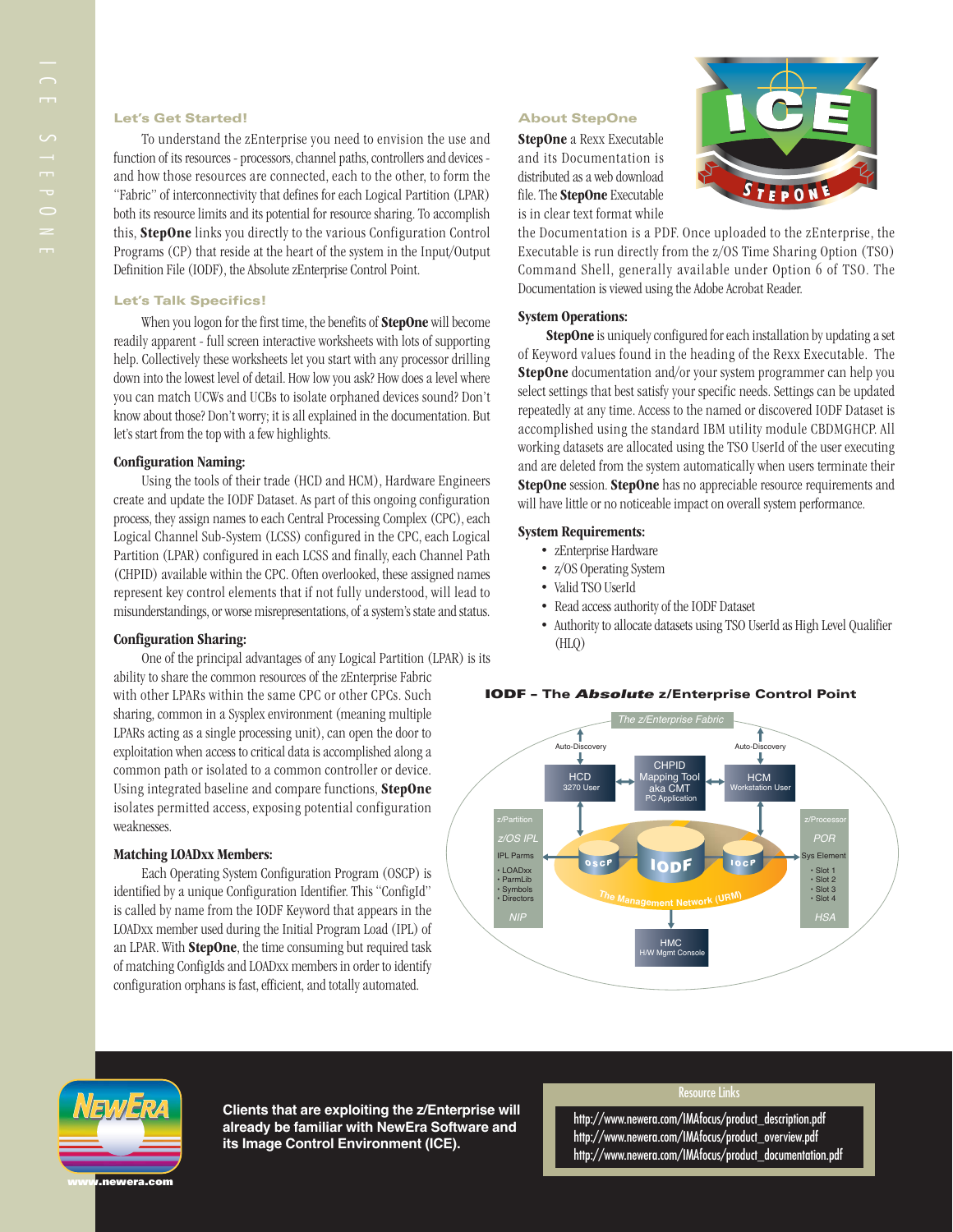## Let's Get Started!

To understand the zEnterprise you need to envision the use and function of its resources - processors, channel paths, controllers and devices - and how those resources are connected, each to the other, to form the "Fabric" of interconnectivity that defines for each Logical Partition (LPAR) both its resource limits and its potential for resource sharing. To accomplish this, **StepOne** links you directly to the various Configuration Control Programs (CP) that reside at the heart of the system in the Input/Output Definition File (IODF), the Absolute zEnterprise Control Point.

## Let's Talk Specifics!

When you logon for the first time, the benefits of **StepOne** will become readily apparent - full screen interactive worksheets with lots of supporting help. Collectively these worksheets let you start with any processor drilling down into the lowest level of detail. How low you ask? How does a level where you can match UCWs and UCBs to isolate orphaned devices sound? Don't know about those? Don't worry; it is all explained in the documentation. But let's start from the top with a few highlights.

### Configuration Naming:

Using the tools of their trade (HCD and HCM), Hardware Engineers create and update the IODF Dataset. As part of this ongoing configuration process, they assign names to each Central Processing Complex (CPC), each Logical Channel Sub-System (LCSS) configured in the CPC, each Logical Partition (LPAR) configured in each LCSS and finally, each Channel Path (CHPID) available within the CPC. Often overlooked, these assigned names represent key control elements that if not fully understood, will lead to misunderstandings, or worse misrepresentations, of a system's state and status.

### Configuration Sharing:

One of the principal advantages of any Logical Partition (LPAR) is its ability to share the common resources of the zEnterprise Fabric with other LPARs within the same CPC or other CPCs. Such sharing, common in a Sysplex environment (meaning multiple LPARs acting as a single processing unit), can open the door to exploitation when access to critical data is accomplished along a common path or isolated to a common controller or device. Using integrated baseline and compare functions, **StepOne** isolates permitted access, exposing potential configuration weaknesses.

### Matching LOADxx Members:

Each Operating System Configuration Program (OSCP) is identified by a unique Configuration Identifier. This "ConfigId" is called by name from the IODF Keyword that appears in the LOADxx member used during the Initial Program Load (IPL) of an LPAR. With **StepOne**, the time consuming but required task of matching ConfigIds and LOADxx members in order to identify configuration orphans is fast, efficient, and totally automated.

## About StepOne

**StepOne** a Rexx Executable and its Documentation is distributed as a web download file. The **StepOne** Executable is in clear text format while the Documentation is a PDF. Once uploaded to the zEnterprise, the Executable is run directly from the z/OS Time Sharing Option (TSO) Command Shell, generally available under Option 6 of TSO. The Documentation is viewed using the Adobe Acrobat Reader.

### System Operations:

**StepOne** is uniquely configured for each installation by updating a set of Keyword values found in the heading of the Rexx Executable. The **StepOne** documentation and/or your system programmer can help you select settings that best satisfy your specific needs. Settings can be updated repeatedly at any time. Access to the named or discovered IODF Dataset is accomplished using the standard IBM utility module CBDMGHCP. All working datasets are allocated using the TSO UserId of the user executing and are deleted from the system automatically when users terminate their **StepOne** session. **StepOne** has no appreciable resource requirements and will have little or no noticeable impact on overall system performance.

### System Requirements:

- zEnterprise Hardware
- z/OS Operating System
- Valid TSO UserId
- Read access authority of the IODF Dataset
- Authority to allocate datasets using TSO UserId as High Level Qualifier (HLQ)

**IODF – The *Absolute* z/Enterprise Control Point**

The z/Enterprise Fabric
Auto-Discovery
Auto-Discovery
HCD 3270 User
CHPID Mapping Tool aka CMT PC Application
HCM Workstation User
z/Partition
z/OS IPL
IPL Parms
• LOADxx
• ParmLib
• Symbols
• Directors
NIP
OSCP
IODF
IOCP
The Management Network (URM)
z/Processor
POR
Sys Element
• Slot 1
• Slot 2
• Slot 3
• Slot 4
HSA
HMC H/W Mgmt Console

**Clients that are exploiting the z/Enterprise will already be familiar with NewEra Software and its Image Control Environment (ICE).**

Resource Links

http://www.newera.com/IMAfocus/product_description.pdf
http://www.newera.com/IMAfocus/product_overview.pdf
http://www.newera.com/IMAfocus/product_documentation.pdf

www.newera.com